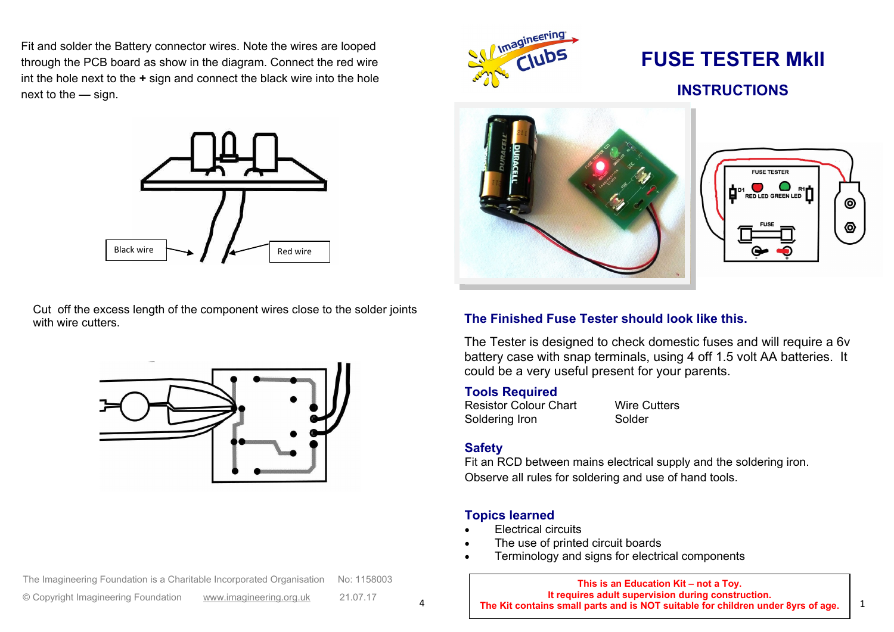Fit and solder the Battery connector wires. Note the wires are looped through the PCB board as show in the diagram. Connect the red wire int the hole next to the **+** sign and connect the black wire into the hole next to the **—** sign.

Black wire

Red wire

Cut off the excess length of the component wires close to the solder joints with wire cutters.

The Imagineering Foundation is a Charitable Incorporated Organisation No: 1158003

© Copyright Imagineering Foundation www.imagineering.org.uk 21.07.17

# FUSE TESTER MkII

## INSTRUCTIONS

FUSE TESTER

D1 RED LED GREEN LED R1

FUSE

### The Finished Fuse Tester should look like this.

The Tester is designed to check domestic fuses and will require a 6v battery case with snap terminals, using 4 off 1.5 volt AA batteries. It could be a very useful present for your parents.

### Tools Required

| | |
|---|---|
| Resistor Colour Chart | Wire Cutters |
| Soldering Iron | Solder |

### Safety

Fit an RCD between mains electrical supply and the soldering iron.

Observe all rules for soldering and use of hand tools.

### Topics learned

- Electrical circuits
- The use of printed circuit boards
- Terminology and signs for electrical components

**This is an Education Kit – not a Toy.**
**It requires adult supervision during construction.**
**The Kit contains small parts and is NOT suitable for children under 8yrs of age.**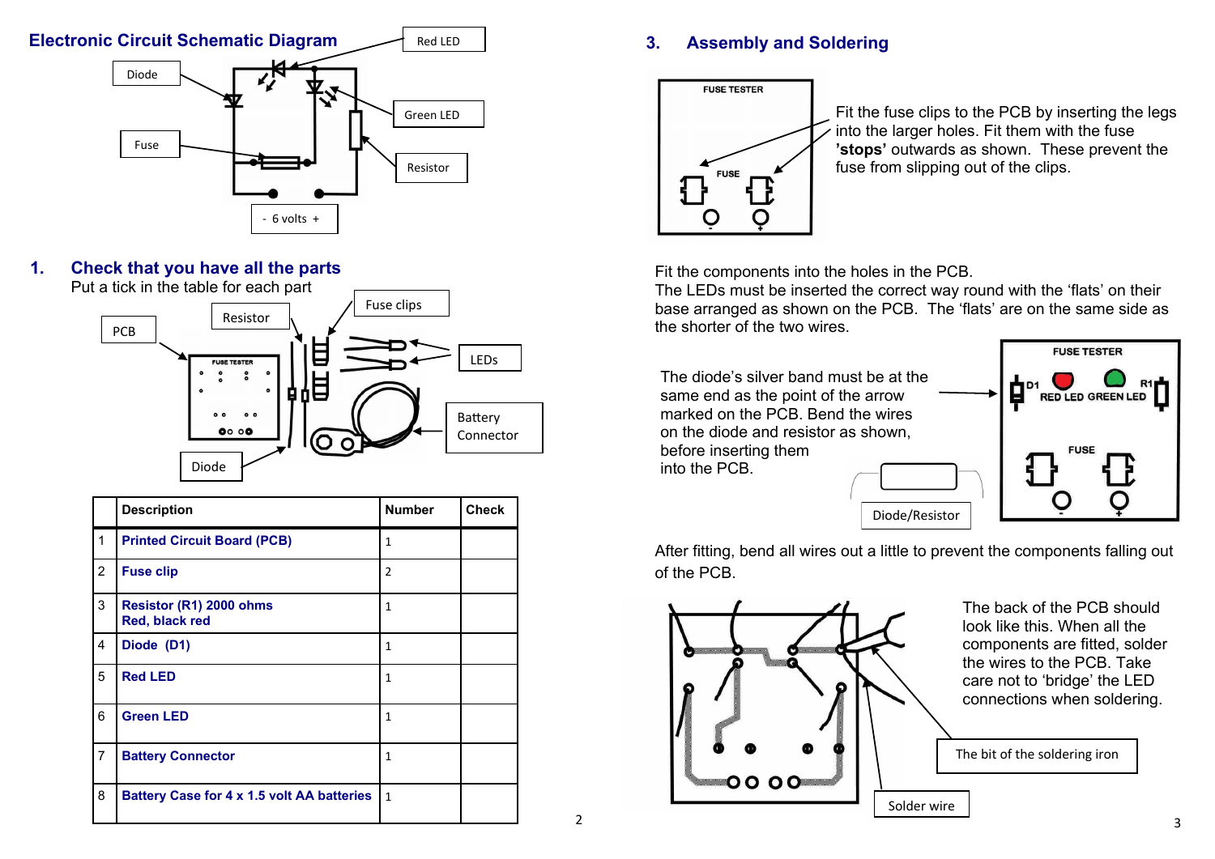## Electronic Circuit Schematic Diagram

Red LED

Diode

Green LED

Fuse

Resistor

\- 6 volts +

## 1. Check that you have all the parts

Put a tick in the table for each part

Resistor

Fuse clips

PCB

LEDs

Battery Connector

Diode

| | Description | Number | Check |
|---|---|---|---|
| 1 | **Printed Circuit Board (PCB)** | 1 | |
| 2 | **Fuse clip** | 2 | |
| 3 | **Resistor (R1) 2000 ohms Red, black red** | 1 | |
| 4 | **Diode (D1)** | 1 | |
| 5 | **Red LED** | 1 | |
| 6 | **Green LED** | 1 | |
| 7 | **Battery Connector** | 1 | |
| 8 | **Battery Case for 4 x 1.5 volt AA batteries** | 1 | |

## 3. Assembly and Soldering

Fit the fuse clips to the PCB by inserting the legs into the larger holes. Fit them with the fuse **'stops'** outwards as shown. These prevent the fuse from slipping out of the clips.

Fit the components into the holes in the PCB.
The LEDs must be inserted the correct way round with the 'flats' on their base arranged as shown on the PCB. The 'flats' are on the same side as the shorter of the two wires.

The diode's silver band must be at the same end as the point of the arrow marked on the PCB. Bend the wires on the diode and resistor as shown, before inserting them into the PCB.

Diode/Resistor

After fitting, bend all wires out a little to prevent the components falling out of the PCB.

The back of the PCB should look like this. When all the components are fitted, solder the wires to the PCB. Take care not to 'bridge' the LED connections when soldering.

The bit of the soldering iron

Solder wire